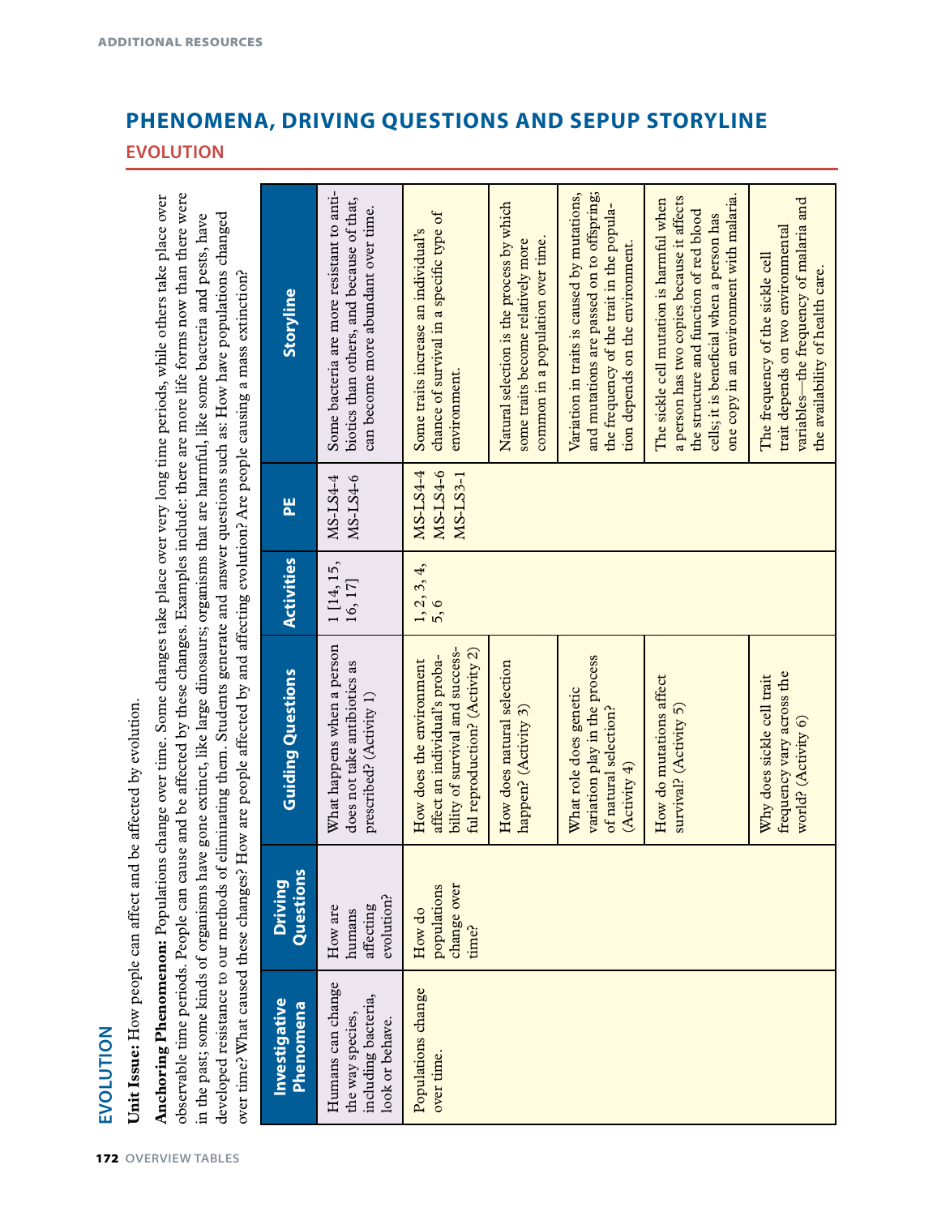## PHENOMENA, DRIVING QUESTIONS AND SEPUP STORYLINE

### EVOLUTION

# EVOLUTION

**Unit Issue:** How people can affect and be affected by evolution.

**Anchoring Phenomenon:** Populations change over time. Some changes take place over very long time periods, while others take place over observable time periods. People can cause and be affected by these changes. Examples include: there are more life forms now than there were in the past; some kinds of organisms have gone extinct, like large dinosaurs; organisms that are harmful, like some bacteria and pests, have developed resistance to our methods of eliminating them. Students generate and answer questions such as: How have populations changed over time? What caused these changes? How are people affected by and affecting evolution? Are people causing a mass extinction?

| Investigative Phenomena | Driving Questions | Guiding Questions | Activities | PE | Storyline |
|---|---|---|---|---|---|
| Humans can change the way species, including bacteria, look or behave. | How are humans affecting evolution? | What happens when a person does not take antibiotics as prescribed? (Activity 1) | 1 [14, 15, 16, 17] | MS-LS4-4 MS-LS4-6 | Some bacteria are more resistant to antibiotics than others, and because of that, can become more abundant over time. |
| Populations change over time. | How do populations change over time? | How does the environment affect an individual's probability of survival and successful reproduction? (Activity 2) | 1, 2, 3, 4, 5, 6 | MS-LS4-4 MS-LS4-6 MS-LS3-1 | Some traits increase an individual's chance of survival in a specific type of environment. |
| | | How does natural selection happen? (Activity 3) | | | Natural selection is the process by which some traits become relatively more common in a population over time. |
| | | What role does genetic variation play in the process of natural selection? (Activity 4) | | | Variation in traits is caused by mutations, and mutations are passed on to offspring; the frequency of the trait in the population depends on the environment. |
| | | How do mutations affect survival? (Activity 5) | | | The sickle cell mutation is harmful when a person has two copies because it affects the structure and function of red blood cells; it is beneficial when a person has one copy in an environment with malaria. |
| | | Why does sickle cell trait frequency vary across the world? (Activity 6) | | | The frequency of the sickle cell trait depends on two environmental variables—the frequency of malaria and the availability of health care. |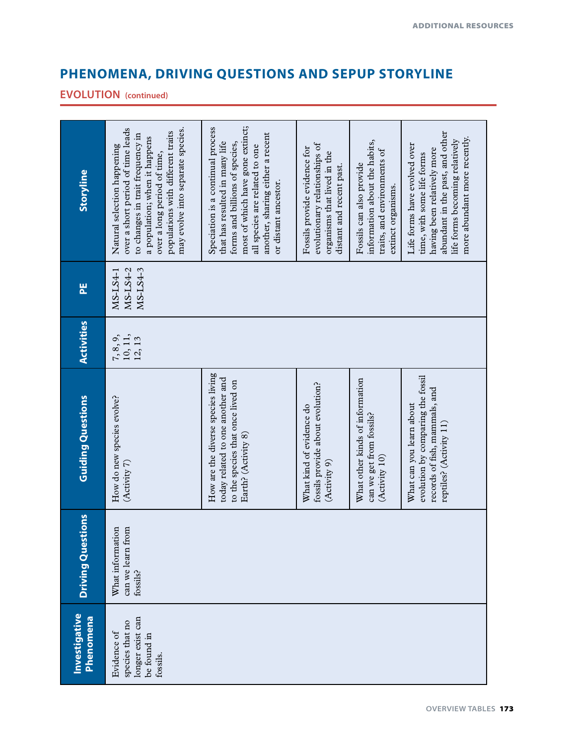## PHENOMENA, DRIVING QUESTIONS AND SEPUP STORYLINE

### EVOLUTION (continued)

| Investigative Phenomena | Driving Questions | Guiding Questions | Activities | PE | Storyline |
|---|---|---|---|---|---|
| Evidence of species that no longer exist can be found in fossils. | What information can we learn from fossils? | How do new species evolve? (Activity 7) | 7, 8, 9, 10, 11, 12, 13 | MS-LS4-1 MS-LS4-2 MS-LS4-3 | Natural selection happening over a short period of time leads to changes in trait frequency in a population; when it happens over a long period of time, populations with different traits may evolve into separate species. |
| | | How are the diverse species living today related to one another and to the species that once lived on Earth? (Activity 8) | | | Speciation is a continual process that has resulted in many life forms and billions of species, most of which have gone extinct; all species are related to one another, sharing either a recent or distant ancestor. |
| | | What kind of evidence do fossils provide about evolution? (Activity 9) | | | Fossils provide evidence for evolutionary relationships of organisms that lived in the distant and recent past. |
| | | What other kinds of information can we get from fossils? (Activity 10) | | | Fossils can also provide information about the habits, traits, and environments of extinct organisms. |
| | | What can you learn about evolution by comparing the fossil records of fish, mammals, and reptiles? (Activity 11) | | | Life forms have evolved over time, with some life forms having been relatively more abundant in the past, and other life forms becoming relatively more abundant more recently. |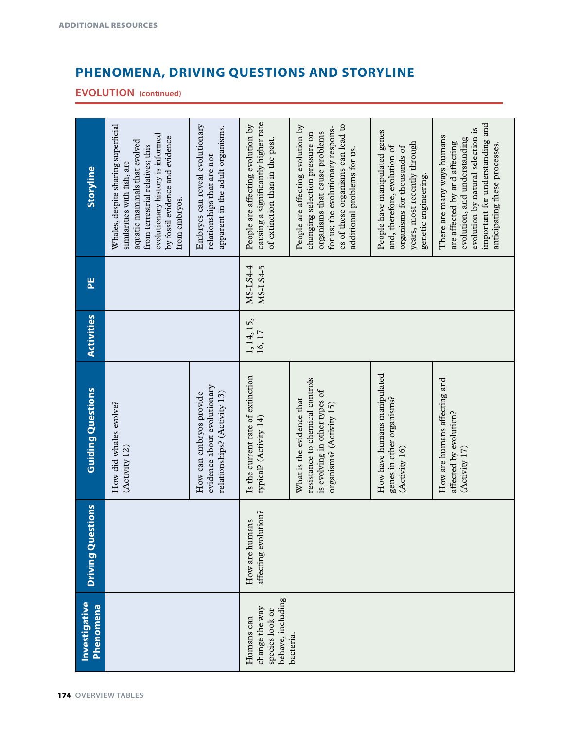## PHENOMENA, DRIVING QUESTIONS AND STORYLINE

### EVOLUTION (continued)

| Investigative Phenomena | Driving Questions | Guiding Questions | Activities | PE | Storyline |
|---|---|---|---|---|---|
| | | How did whales evolve? (Activity 12) | | | Whales, despite sharing superficial similarities with fish, are aquatic mammals that evolved from terrestrial relatives; this evolutionary history is informed by fossil evidence and evidence from embryos. |
| | | How can embryos provide evidence about evolutionary relationships? (Activity 13) | | | Embryos can reveal evolutionary relationships that are not apparent in the adult organisms. |
| Humans can change the way species look or behave, including bacteria. | How are humans affecting evolution? | Is the current rate of extinction typical? (Activity 14) | 1, 14, 15, 16, 17 | MS-LS4-4<br>MS-LS4-5 | People are affecting evolution by causing a significantly higher rate of extinction than in the past. |
| | | What is the evidence that resistance to chemical controls is evolving in other types of organisms? (Activity 15) | | | People are affecting evolution by changing selection pressure on organisms that cause problems for us; the evolutionary responses of these organisms can lead to additional problems for us. |
| | | How have humans manipulated genes in other organisms? (Activity 16) | | | People have manipulated genes and, therefore, evolution of organisms for thousands of years, most recently through genetic engineering. |
| | | How are humans affecting and affected by evolution? (Activity 17) | | | There are many ways humans are affected by and affecting evolution, and understanding evolution by natural selection is important for understanding and anticipating these processes. |